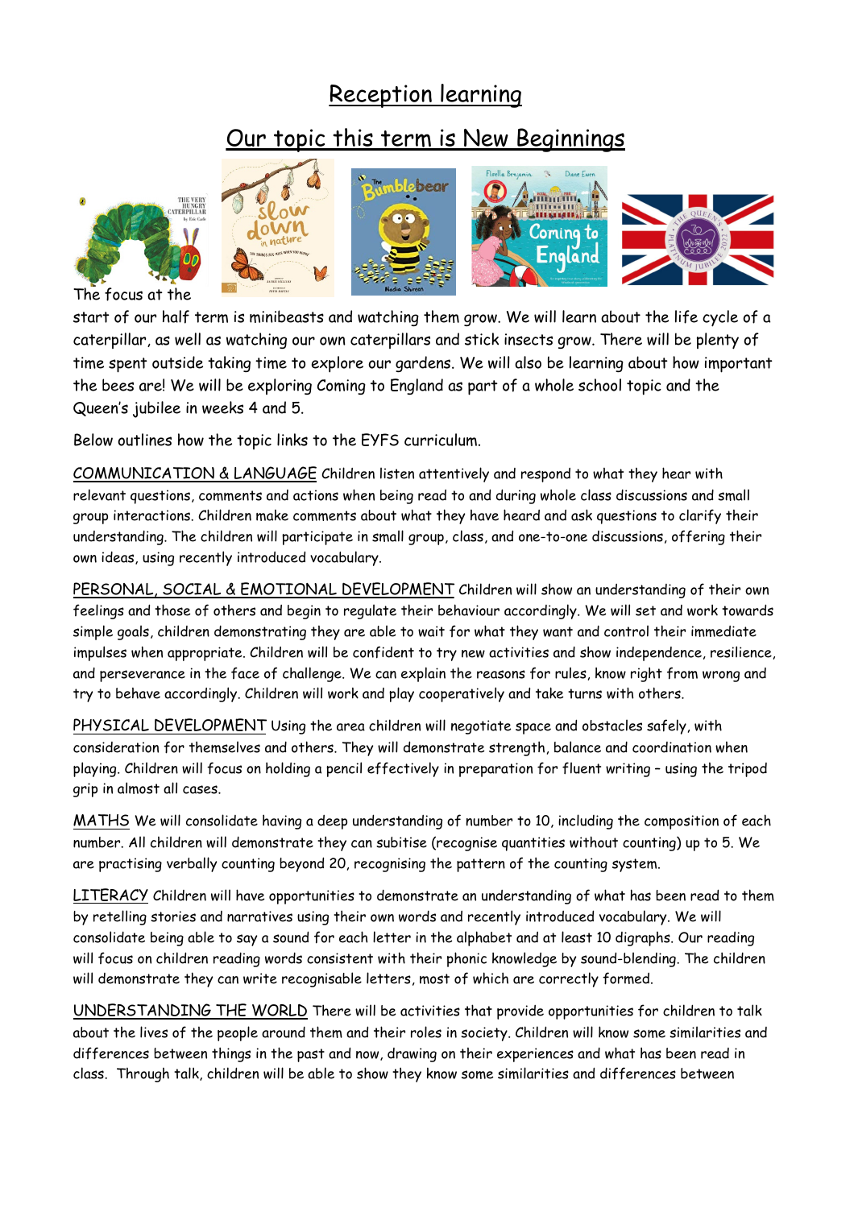# Reception learning

## Our topic this term is New Beginnings

The focus at the start of our half term is minibeasts and watching them grow. We will learn about the life cycle of a caterpillar, as well as watching our own caterpillars and stick insects grow. There will be plenty of time spent outside taking time to explore our gardens. We will also be learning about how important the bees are! We will be exploring Coming to England as part of a whole school topic and the Queen's jubilee in weeks 4 and 5.

Below outlines how the topic links to the EYFS curriculum.

COMMUNICATION & LANGUAGE Children listen attentively and respond to what they hear with relevant questions, comments and actions when being read to and during whole class discussions and small group interactions. Children make comments about what they have heard and ask questions to clarify their understanding. The children will participate in small group, class, and one-to-one discussions, offering their own ideas, using recently introduced vocabulary.

PERSONAL, SOCIAL & EMOTIONAL DEVELOPMENT Children will show an understanding of their own feelings and those of others and begin to regulate their behaviour accordingly. We will set and work towards simple goals, children demonstrating they are able to wait for what they want and control their immediate impulses when appropriate. Children will be confident to try new activities and show independence, resilience, and perseverance in the face of challenge. We can explain the reasons for rules, know right from wrong and try to behave accordingly. Children will work and play cooperatively and take turns with others.

PHYSICAL DEVELOPMENT Using the area children will negotiate space and obstacles safely, with consideration for themselves and others. They will demonstrate strength, balance and coordination when playing. Children will focus on holding a pencil effectively in preparation for fluent writing – using the tripod grip in almost all cases.

MATHS We will consolidate having a deep understanding of number to 10, including the composition of each number. All children will demonstrate they can subitise (recognise quantities without counting) up to 5. We are practising verbally counting beyond 20, recognising the pattern of the counting system.

LITERACY Children will have opportunities to demonstrate an understanding of what has been read to them by retelling stories and narratives using their own words and recently introduced vocabulary. We will consolidate being able to say a sound for each letter in the alphabet and at least 10 digraphs. Our reading will focus on children reading words consistent with their phonic knowledge by sound-blending. The children will demonstrate they can write recognisable letters, most of which are correctly formed.

UNDERSTANDING THE WORLD There will be activities that provide opportunities for children to talk about the lives of the people around them and their roles in society. Children will know some similarities and differences between things in the past and now, drawing on their experiences and what has been read in class. Through talk, children will be able to show they know some similarities and differences between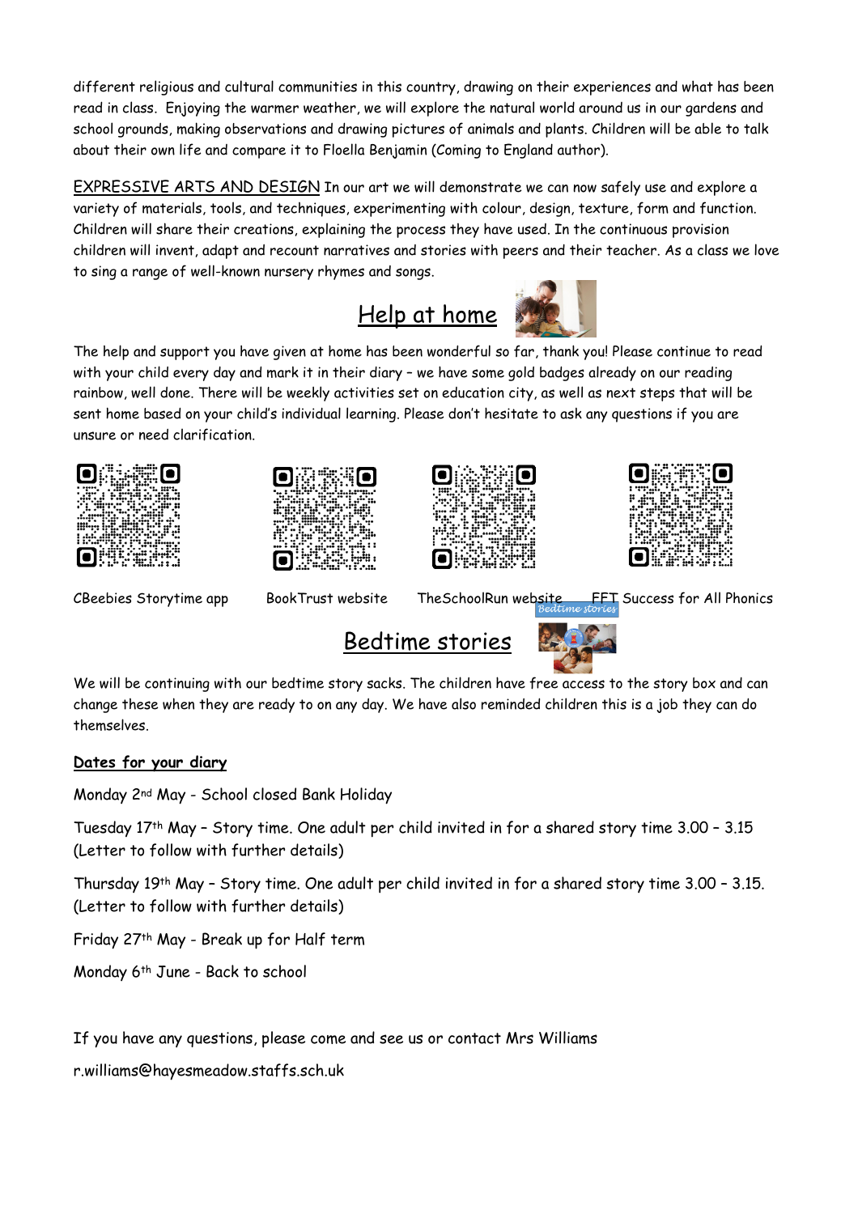different religious and cultural communities in this country, drawing on their experiences and what has been read in class. Enjoying the warmer weather, we will explore the natural world around us in our gardens and school grounds, making observations and drawing pictures of animals and plants. Children will be able to talk about their own life and compare it to Floella Benjamin (Coming to England author).

EXPRESSIVE ARTS AND DESIGN In our art we will demonstrate we can now safely use and explore a variety of materials, tools, and techniques, experimenting with colour, design, texture, form and function. Children will share their creations, explaining the process they have used. In the continuous provision children will invent, adapt and recount narratives and stories with peers and their teacher. As a class we love to sing a range of well-known nursery rhymes and songs.

## Help at home

The help and support you have given at home has been wonderful so far, thank you! Please continue to read with your child every day and mark it in their diary – we have some gold badges already on our reading rainbow, well done. There will be weekly activities set on education city, as well as next steps that will be sent home based on your child's individual learning. Please don't hesitate to ask any questions if you are unsure or need clarification.

CBeebies Storytime app

BookTrust website

TheSchoolRun website

EFT Success for All Phonics

## Bedtime stories

We will be continuing with our bedtime story sacks. The children have free access to the story box and can change these when they are ready to on any day. We have also reminded children this is a job they can do themselves.

**Dates for your diary**

Monday 2nd May - School closed Bank Holiday

Tuesday 17th May – Story time. One adult per child invited in for a shared story time 3.00 – 3.15 (Letter to follow with further details)

Thursday 19th May – Story time. One adult per child invited in for a shared story time 3.00 – 3.15. (Letter to follow with further details)

Friday 27th May - Break up for Half term

Monday 6th June - Back to school

If you have any questions, please come and see us or contact Mrs Williams

r.williams@hayesmeadow.staffs.sch.uk